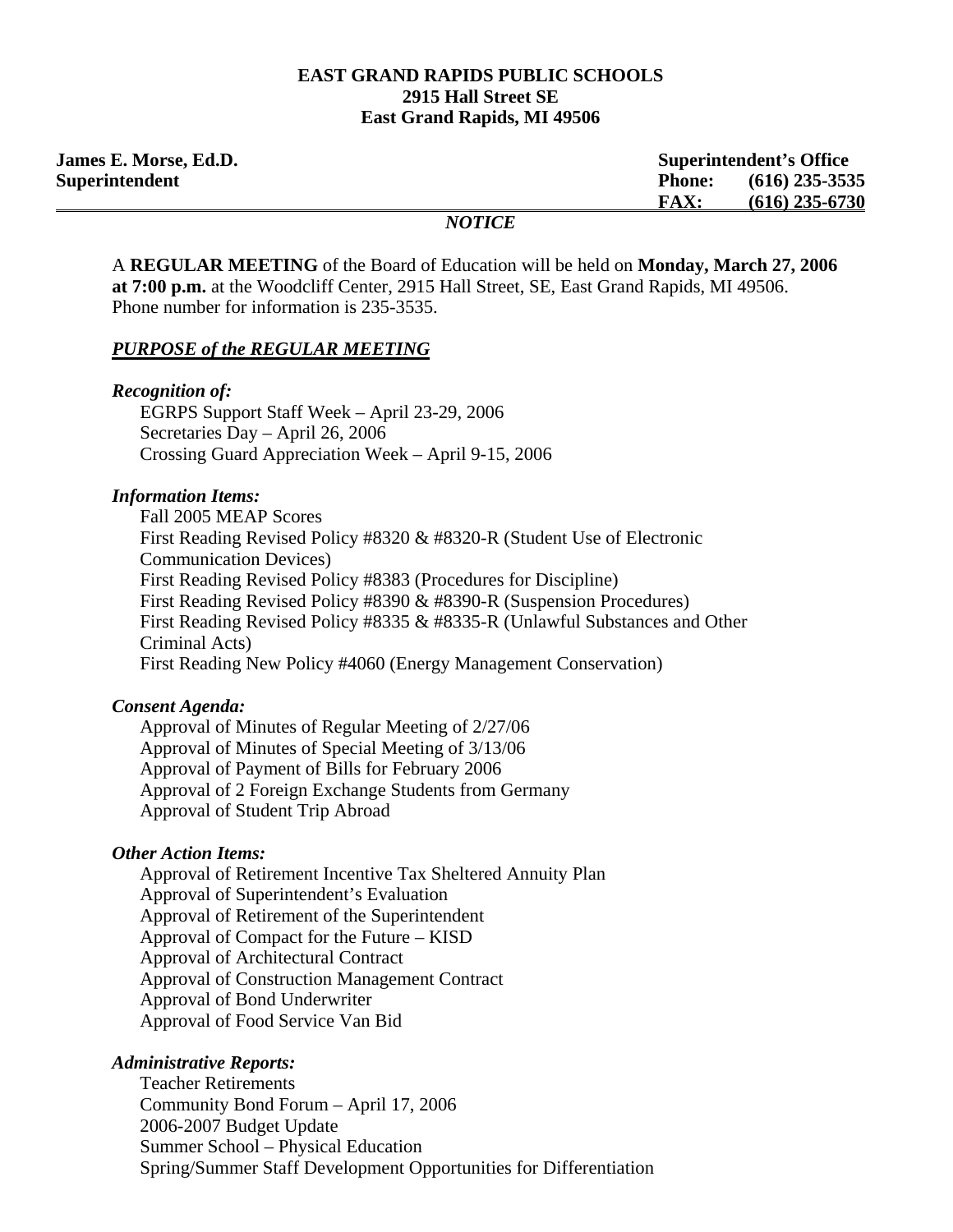**EAST GRAND RAPIDS PUBLIC SCHOOLS**
**2915 Hall Street SE**
**East Grand Rapids, MI 49506**

**James E. Morse, Ed.D.**
**Superintendent**

**Superintendent's Office**
**Phone: (616) 235-3535**
**FAX: (616) 235-6730**

*NOTICE*

A **REGULAR MEETING** of the Board of Education will be held on **Monday, March 27, 2006 at 7:00 p.m.** at the Woodcliff Center, 2915 Hall Street, SE, East Grand Rapids, MI 49506. Phone number for information is 235-3535.

***PURPOSE of the REGULAR MEETING***

***Recognition of:***

EGRPS Support Staff Week – April 23-29, 2006
Secretaries Day – April 26, 2006
Crossing Guard Appreciation Week – April 9-15, 2006

***Information Items:***

Fall 2005 MEAP Scores
First Reading Revised Policy #8320 & #8320-R (Student Use of Electronic Communication Devices)
First Reading Revised Policy #8383 (Procedures for Discipline)
First Reading Revised Policy #8390 & #8390-R (Suspension Procedures)
First Reading Revised Policy #8335 & #8335-R (Unlawful Substances and Other Criminal Acts)
First Reading New Policy #4060 (Energy Management Conservation)

***Consent Agenda:***

Approval of Minutes of Regular Meeting of 2/27/06
Approval of Minutes of Special Meeting of 3/13/06
Approval of Payment of Bills for February 2006
Approval of 2 Foreign Exchange Students from Germany
Approval of Student Trip Abroad

***Other Action Items:***

Approval of Retirement Incentive Tax Sheltered Annuity Plan
Approval of Superintendent's Evaluation
Approval of Retirement of the Superintendent
Approval of Compact for the Future – KISD
Approval of Architectural Contract
Approval of Construction Management Contract
Approval of Bond Underwriter
Approval of Food Service Van Bid

***Administrative Reports:***

Teacher Retirements
Community Bond Forum – April 17, 2006
2006-2007 Budget Update
Summer School – Physical Education
Spring/Summer Staff Development Opportunities for Differentiation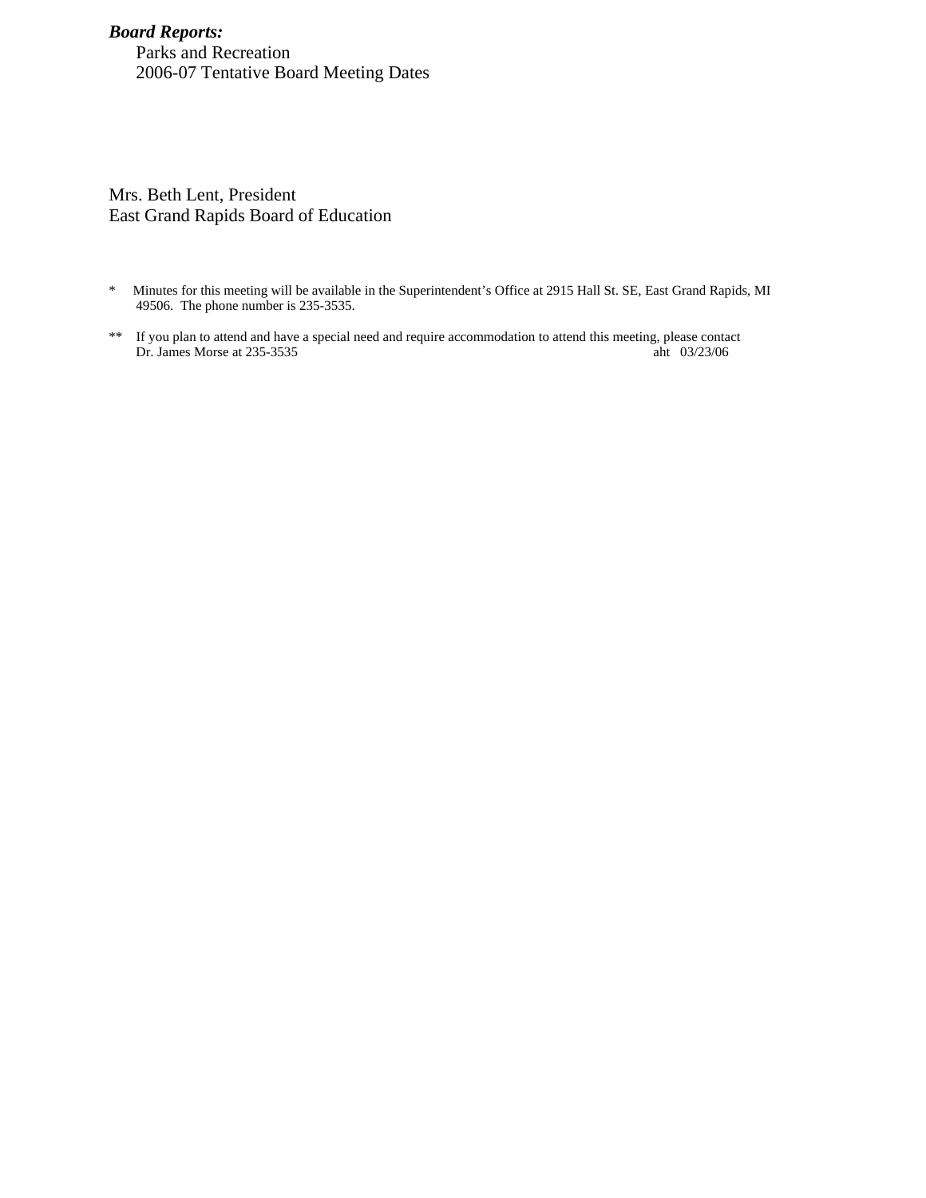***Board Reports:***

Parks and Recreation

2006-07 Tentative Board Meeting Dates

Mrs. Beth Lent, President
East Grand Rapids Board of Education

* Minutes for this meeting will be available in the Superintendent's Office at 2915 Hall St. SE, East Grand Rapids, MI 49506. The phone number is 235-3535.

** If you plan to attend and have a special need and require accommodation to attend this meeting, please contact Dr. James Morse at 235-3535

aht 03/23/06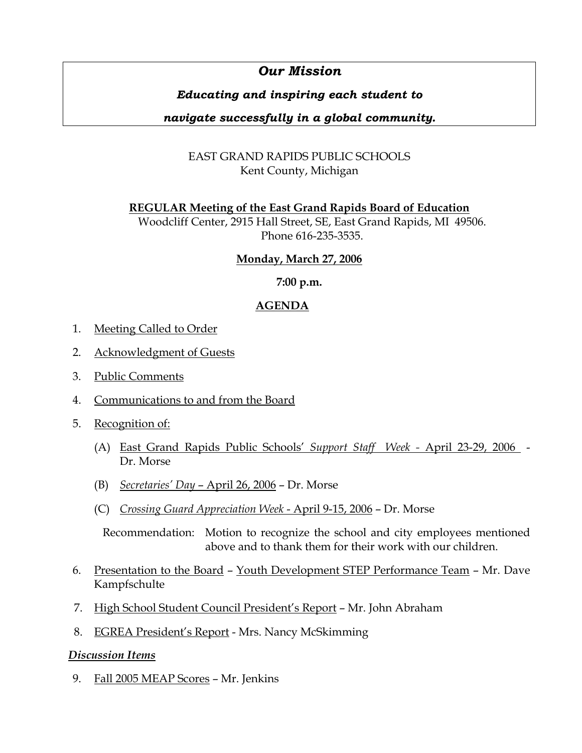## *Our Mission*

***Educating and inspiring each student to navigate successfully in a global community.***

EAST GRAND RAPIDS PUBLIC SCHOOLS
Kent County, Michigan

**REGULAR Meeting of the East Grand Rapids Board of Education**
Woodcliff Center, 2915 Hall Street, SE, East Grand Rapids, MI 49506.
Phone 616-235-3535.

**Monday, March 27, 2006**

**7:00 p.m.**

**AGENDA**

1. Meeting Called to Order
2. Acknowledgment of Guests
3. Public Comments
4. Communications to and from the Board
5. Recognition of:
   - (A) East Grand Rapids Public Schools' *Support Staff Week* - April 23-29, 2006 - Dr. Morse
   - (B) *Secretaries' Day* – April 26, 2006 – Dr. Morse
   - (C) *Crossing Guard Appreciation Week* - April 9-15, 2006 – Dr. Morse

   Recommendation: Motion to recognize the school and city employees mentioned above and to thank them for their work with our children.
6. Presentation to the Board – Youth Development STEP Performance Team – Mr. Dave Kampfschulte
7. High School Student Council President's Report – Mr. John Abraham
8. EGREA President's Report - Mrs. Nancy McSkimming

***Discussion Items***

9. Fall 2005 MEAP Scores – Mr. Jenkins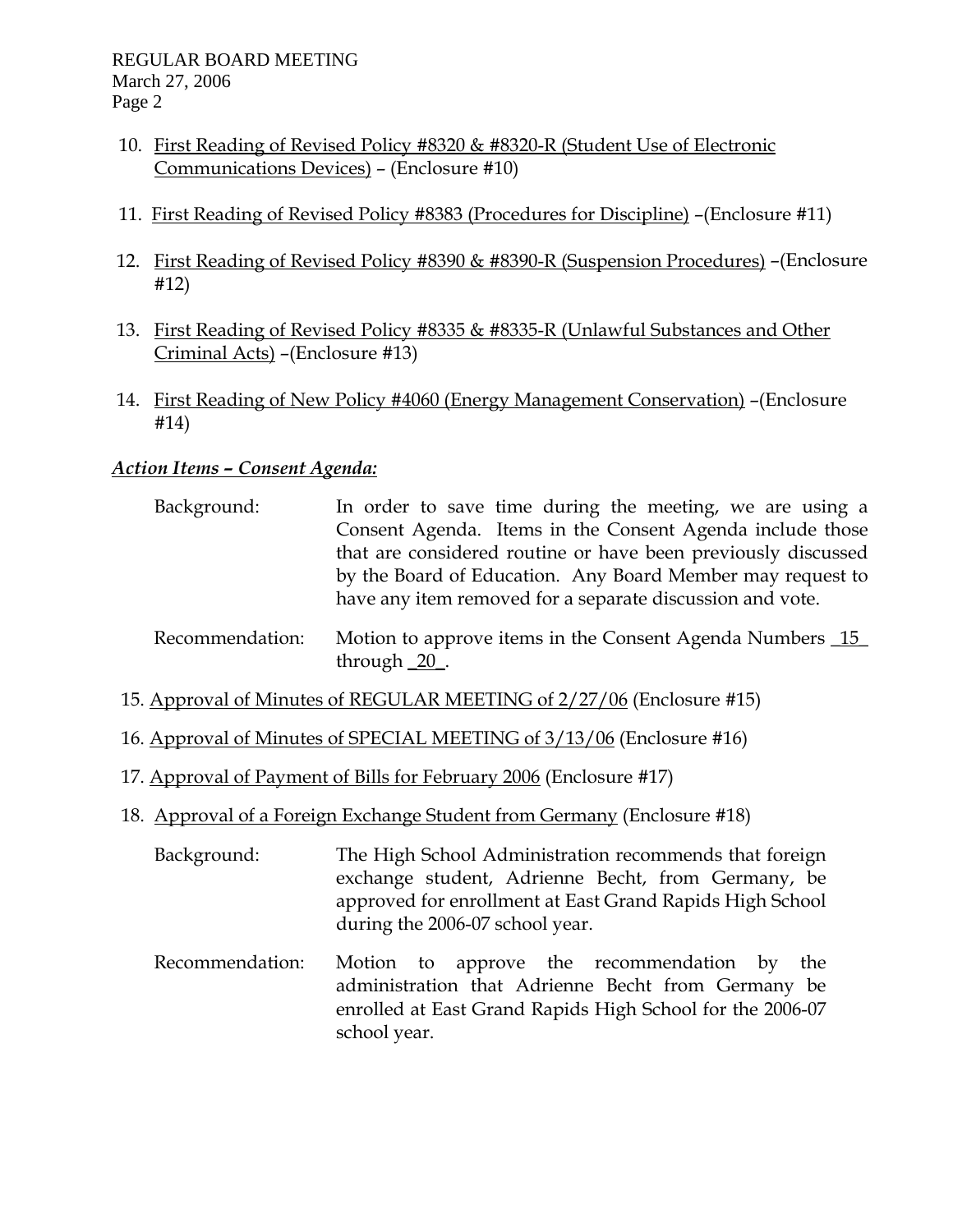10. First Reading of Revised Policy #8320 & #8320-R (Student Use of Electronic Communications Devices) – (Enclosure #10)

11. First Reading of Revised Policy #8383 (Procedures for Discipline) –(Enclosure #11)

12. First Reading of Revised Policy #8390 & #8390-R (Suspension Procedures) –(Enclosure #12)

13. First Reading of Revised Policy #8335 & #8335-R (Unlawful Substances and Other Criminal Acts) –(Enclosure #13)

14. First Reading of New Policy #4060 (Energy Management Conservation) –(Enclosure #14)

***Action Items – Consent Agenda:***

Background: In order to save time during the meeting, we are using a Consent Agenda. Items in the Consent Agenda include those that are considered routine or have been previously discussed by the Board of Education. Any Board Member may request to have any item removed for a separate discussion and vote.

Recommendation: Motion to approve items in the Consent Agenda Numbers _15_ through _20_.

15. Approval of Minutes of REGULAR MEETING of 2/27/06 (Enclosure #15)

16. Approval of Minutes of SPECIAL MEETING of 3/13/06 (Enclosure #16)

17. Approval of Payment of Bills for February 2006 (Enclosure #17)

18. Approval of a Foreign Exchange Student from Germany (Enclosure #18)

    Background: The High School Administration recommends that foreign exchange student, Adrienne Becht, from Germany, be approved for enrollment at East Grand Rapids High School during the 2006-07 school year.

    Recommendation: Motion to approve the recommendation by the administration that Adrienne Becht from Germany be enrolled at East Grand Rapids High School for the 2006-07 school year.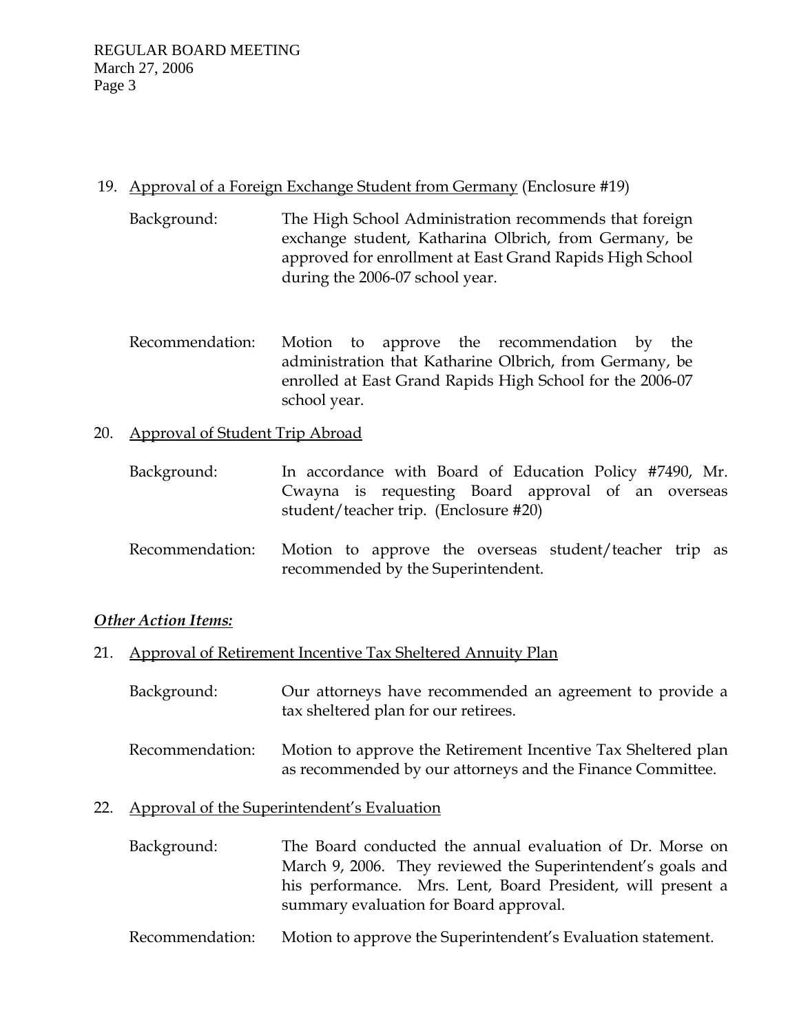19. Approval of a Foreign Exchange Student from Germany (Enclosure #19)

Background: The High School Administration recommends that foreign exchange student, Katharina Olbrich, from Germany, be approved for enrollment at East Grand Rapids High School during the 2006-07 school year.

Recommendation: Motion to approve the recommendation by the administration that Katharine Olbrich, from Germany, be enrolled at East Grand Rapids High School for the 2006-07 school year.

20. Approval of Student Trip Abroad

Background: In accordance with Board of Education Policy #7490, Mr. Cwayna is requesting Board approval of an overseas student/teacher trip. (Enclosure #20)

Recommendation: Motion to approve the overseas student/teacher trip as recommended by the Superintendent.

***Other Action Items:***

21. Approval of Retirement Incentive Tax Sheltered Annuity Plan

Background: Our attorneys have recommended an agreement to provide a tax sheltered plan for our retirees.

Recommendation: Motion to approve the Retirement Incentive Tax Sheltered plan as recommended by our attorneys and the Finance Committee.

22. Approval of the Superintendent's Evaluation

Background: The Board conducted the annual evaluation of Dr. Morse on March 9, 2006. They reviewed the Superintendent's goals and his performance. Mrs. Lent, Board President, will present a summary evaluation for Board approval.

Recommendation: Motion to approve the Superintendent's Evaluation statement.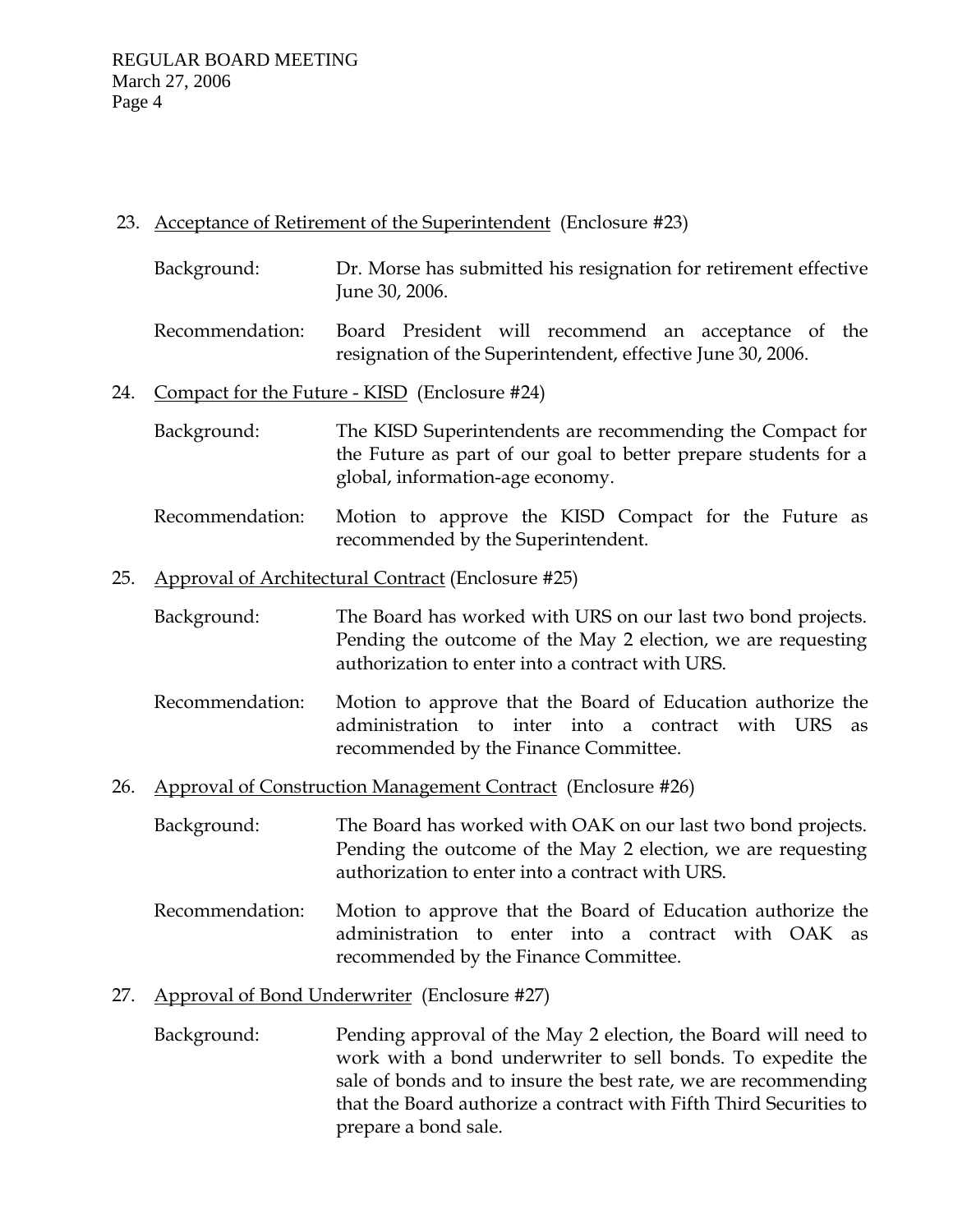23. <u>Acceptance of Retirement of the Superintendent</u> (Enclosure #23)

    Background: Dr. Morse has submitted his resignation for retirement effective June 30, 2006.

    Recommendation: Board President will recommend an acceptance of the resignation of the Superintendent, effective June 30, 2006.

24. <u>Compact for the Future - KISD</u> (Enclosure #24)

    Background: The KISD Superintendents are recommending the Compact for the Future as part of our goal to better prepare students for a global, information-age economy.

    Recommendation: Motion to approve the KISD Compact for the Future as recommended by the Superintendent.

25. <u>Approval of Architectural Contract</u> (Enclosure #25)

    Background: The Board has worked with URS on our last two bond projects. Pending the outcome of the May 2 election, we are requesting authorization to enter into a contract with URS.

    Recommendation: Motion to approve that the Board of Education authorize the administration to inter into a contract with URS as recommended by the Finance Committee.

26. <u>Approval of Construction Management Contract</u> (Enclosure #26)

    Background: The Board has worked with OAK on our last two bond projects. Pending the outcome of the May 2 election, we are requesting authorization to enter into a contract with URS.

    Recommendation: Motion to approve that the Board of Education authorize the administration to enter into a contract with OAK as recommended by the Finance Committee.

27. <u>Approval of Bond Underwriter</u> (Enclosure #27)

    Background: Pending approval of the May 2 election, the Board will need to work with a bond underwriter to sell bonds. To expedite the sale of bonds and to insure the best rate, we are recommending that the Board authorize a contract with Fifth Third Securities to prepare a bond sale.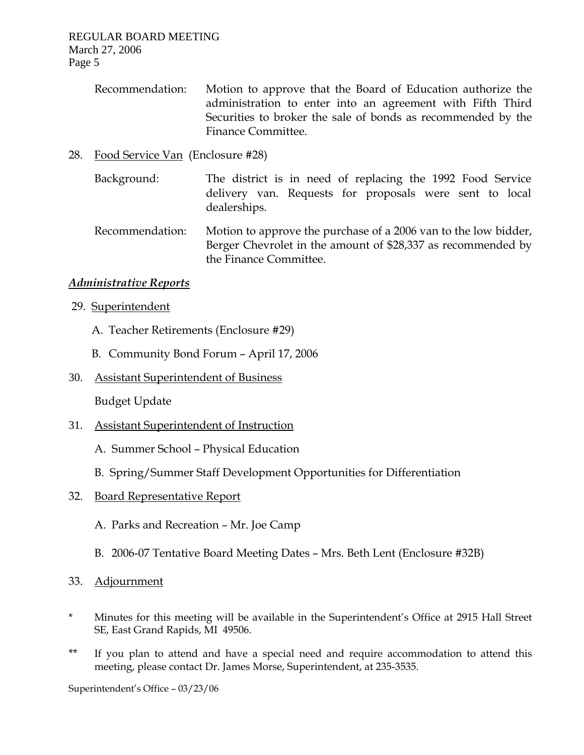Recommendation: Motion to approve that the Board of Education authorize the administration to enter into an agreement with Fifth Third Securities to broker the sale of bonds as recommended by the Finance Committee.

28. Food Service Van (Enclosure #28)

    Background: The district is in need of replacing the 1992 Food Service delivery van. Requests for proposals were sent to local dealerships.

    Recommendation: Motion to approve the purchase of a 2006 van to the low bidder, Berger Chevrolet in the amount of $28,337 as recommended by the Finance Committee.

***Administrative Reports***

29. Superintendent

    A. Teacher Retirements (Enclosure #29)

    B. Community Bond Forum – April 17, 2006

30. Assistant Superintendent of Business

    Budget Update

31. Assistant Superintendent of Instruction

    A. Summer School – Physical Education

    B. Spring/Summer Staff Development Opportunities for Differentiation

32. Board Representative Report

    A. Parks and Recreation – Mr. Joe Camp

    B. 2006-07 Tentative Board Meeting Dates – Mrs. Beth Lent (Enclosure #32B)

33. Adjournment

\* Minutes for this meeting will be available in the Superintendent's Office at 2915 Hall Street SE, East Grand Rapids, MI 49506.

\*\* If you plan to attend and have a special need and require accommodation to attend this meeting, please contact Dr. James Morse, Superintendent, at 235-3535.

Superintendent's Office – 03/23/06